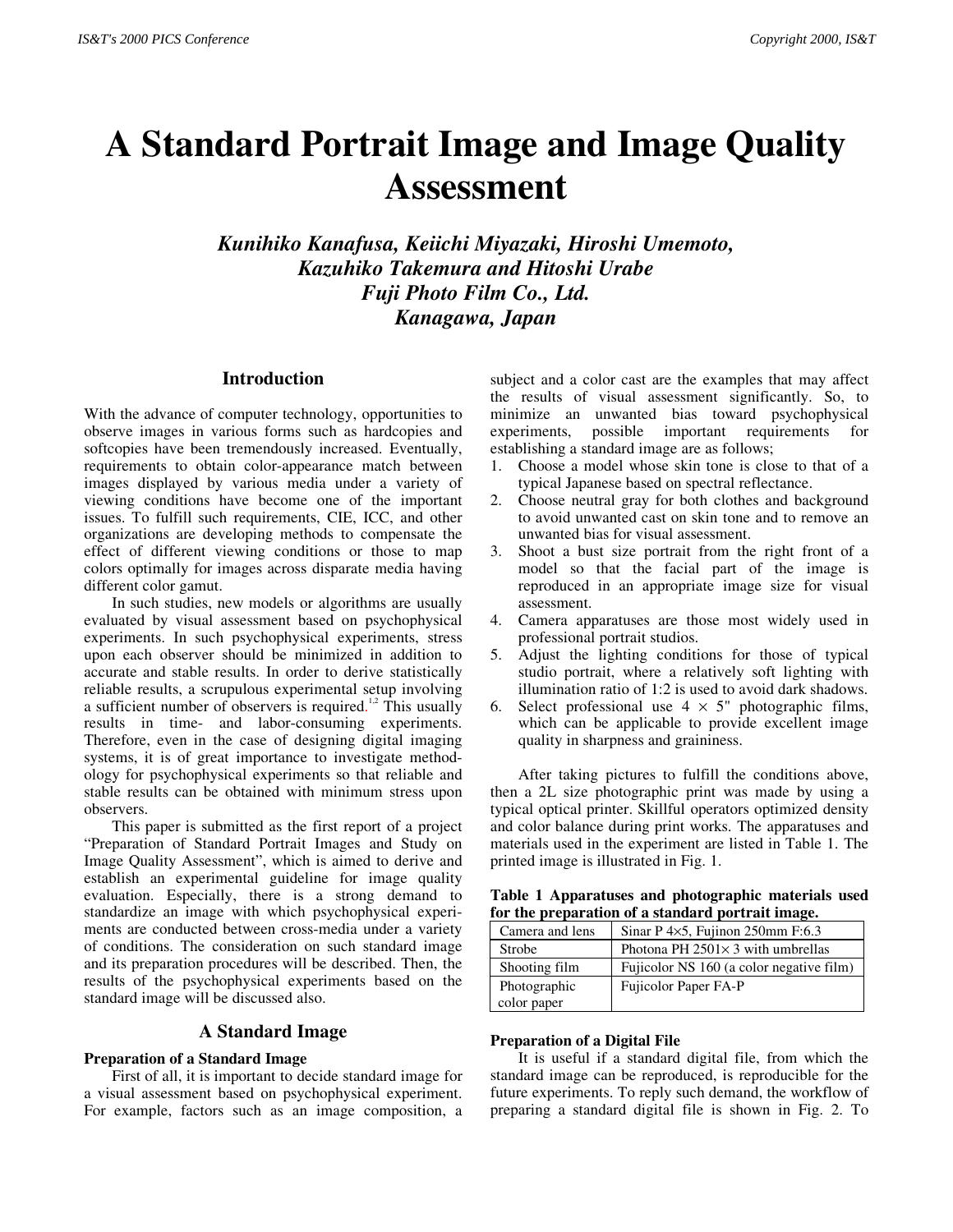# A Standard Portrait Image and Image Quality Assessment

***Kunihiko Kanafusa, Keiichi Miyazaki, Hiroshi Umemoto, Kazuhiko Takemura and Hitoshi Urabe***
***Fuji Photo Film Co., Ltd.***
***Kanagawa, Japan***

## Introduction

With the advance of computer technology, opportunities to observe images in various forms such as hardcopies and softcopies have been tremendously increased. Eventually, requirements to obtain color-appearance match between images displayed by various media under a variety of viewing conditions have become one of the important issues. To fulfill such requirements, CIE, ICC, and other organizations are developing methods to compensate the effect of different viewing conditions or those to map colors optimally for images across disparate media having different color gamut.

In such studies, new models or algorithms are usually evaluated by visual assessment based on psychophysical experiments. In such psychophysical experiments, stress upon each observer should be minimized in addition to accurate and stable results. In order to derive statistically reliable results, a scrupulous experimental setup involving a sufficient number of observers is required.[1,2] This usually results in time- and labor-consuming experiments. Therefore, even in the case of designing digital imaging systems, it is of great importance to investigate methodology for psychophysical experiments so that reliable and stable results can be obtained with minimum stress upon observers.

This paper is submitted as the first report of a project "Preparation of Standard Portrait Images and Study on Image Quality Assessment", which is aimed to derive and establish an experimental guideline for image quality evaluation. Especially, there is a strong demand to standardize an image with which psychophysical experiments are conducted between cross-media under a variety of conditions. The consideration on such standard image and its preparation procedures will be described. Then, the results of the psychophysical experiments based on the standard image will be discussed also.

## A Standard Image

### Preparation of a Standard Image

First of all, it is important to decide standard image for a visual assessment based on psychophysical experiment. For example, factors such as an image composition, a subject and a color cast are the examples that may affect the results of visual assessment significantly. So, to minimize an unwanted bias toward psychophysical experiments, possible important requirements for establishing a standard image are as follows;

1. Choose a model whose skin tone is close to that of a typical Japanese based on spectral reflectance.
2. Choose neutral gray for both clothes and background to avoid unwanted cast on skin tone and to remove an unwanted bias for visual assessment.
3. Shoot a bust size portrait from the right front of a model so that the facial part of the image is reproduced in an appropriate image size for visual assessment.
4. Camera apparatuses are those most widely used in professional portrait studios.
5. Adjust the lighting conditions for those of typical studio portrait, where a relatively soft lighting with illumination ratio of 1:2 is used to avoid dark shadows.
6. Select professional use 4 × 5" photographic films, which can be applicable to provide excellent image quality in sharpness and graininess.

After taking pictures to fulfill the conditions above, then a 2L size photographic print was made by using a typical optical printer. Skillful operators optimized density and color balance during print works. The apparatuses and materials used in the experiment are listed in Table 1. The printed image is illustrated in Fig. 1.

**Table 1 Apparatuses and photographic materials used for the preparation of a standard portrait image.**

| | |
|---|---|
| Camera and lens | Sinar P 4×5, Fujinon 250mm F:6.3 |
| Strobe | Photona PH 2501× 3 with umbrellas |
| Shooting film | Fujicolor NS 160 (a color negative film) |
| Photographic color paper | Fujicolor Paper FA-P |

### Preparation of a Digital File

It is useful if a standard digital file, from which the standard image can be reproduced, is reproducible for the future experiments. To reply such demand, the workflow of preparing a standard digital file is shown in Fig. 2. To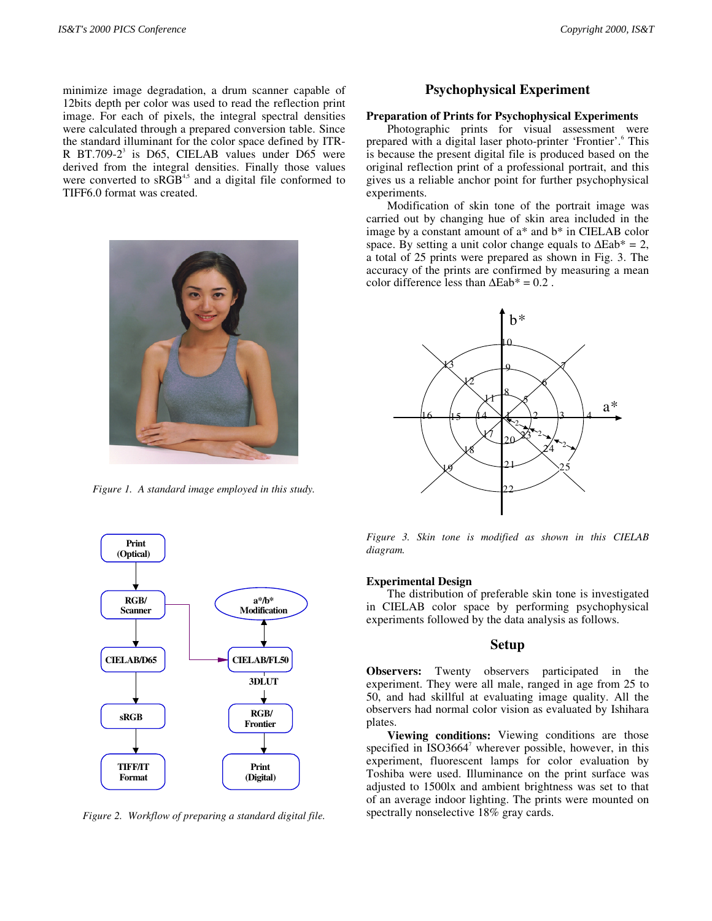minimize image degradation, a drum scanner capable of 12bits depth per color was used to read the reflection print image. For each of pixels, the integral spectral densities were calculated through a prepared conversion table. Since the standard illuminant for the color space defined by ITR-R BT.709-2[3] is D65, CIELAB values under D65 were derived from the integral densities. Finally those values were converted to sRGB[4,5] and a digital file conformed to TIFF6.0 format was created.

*Figure 1. A standard image employed in this study.*

*Figure 2. Workflow of preparing a standard digital file.*

## Psychophysical Experiment

### Preparation of Prints for Psychophysical Experiments

Photographic prints for visual assessment were prepared with a digital laser photo-printer 'Frontier'.[6] This is because the present digital file is produced based on the original reflection print of a professional portrait, and this gives us a reliable anchor point for further psychophysical experiments.

Modification of skin tone of the portrait image was carried out by changing hue of skin area included in the image by a constant amount of a* and b* in CIELAB color space. By setting a unit color change equals to $\Delta Eab^* = 2$, a total of 25 prints were prepared as shown in Fig. 3. The accuracy of the prints are confirmed by measuring a mean color difference less than $\Delta Eab^* = 0.2$ .

*Figure 3. Skin tone is modified as shown in this CIELAB diagram.*

### Experimental Design

The distribution of preferable skin tone is investigated in CIELAB color space by performing psychophysical experiments followed by the data analysis as follows.

## Setup

**Observers:** Twenty observers participated in the experiment. They were all male, ranged in age from 25 to 50, and had skillful at evaluating image quality. All the observers had normal color vision as evaluated by Ishihara plates.

**Viewing conditions:** Viewing conditions are those specified in ISO3664[7] wherever possible, however, in this experiment, fluorescent lamps for color evaluation by Toshiba were used. Illuminance on the print surface was adjusted to 1500lx and ambient brightness was set to that of an average indoor lighting. The prints were mounted on spectrally nonselective 18% gray cards.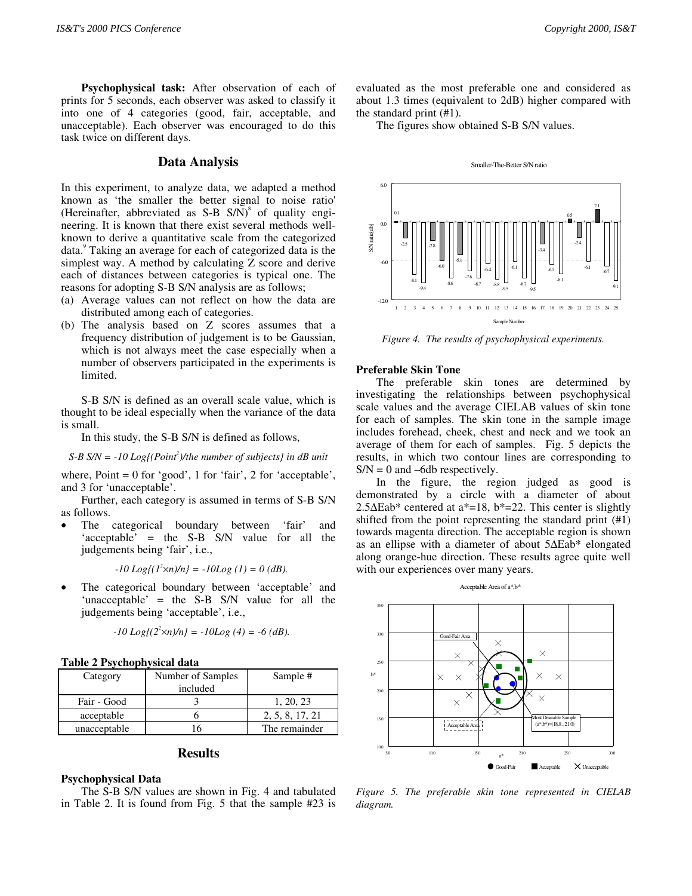**Psychophysical task:** After observation of each of prints for 5 seconds, each observer was asked to classify it into one of 4 categories (good, fair, acceptable, and unacceptable). Each observer was encouraged to do this task twice on different days.

## Data Analysis

In this experiment, to analyze data, we adapted a method known as 'the smaller the better signal to noise ratio' (Hereinafter, abbreviated as S-B S/N)[8] of quality engineering. It is known that there exist several methods well-known to derive a quantitative scale from the categorized data.[9] Taking an average for each of categorized data is the simplest way. A method by calculating Z score and derive each of distances between categories is typical one. The reasons for adopting S-B S/N analysis are as follows;

(a) Average values can not reflect on how the data are distributed among each of categories.
(b) The analysis based on Z scores assumes that a frequency distribution of judgement is to be Gaussian, which is not always meet the case especially when a number of observers participated in the experiments is limited.

S-B S/N is defined as an overall scale value, which is thought to be ideal especially when the variance of the data is small.

In this study, the S-B S/N is defined as follows,

$$S\text{-}B\ S/N = -10\ Log\{(Point^2)/\text{the number of subjects}\}\ \text{in dB unit}$$

where, Point = 0 for 'good', 1 for 'fair', 2 for 'acceptable', and 3 for 'unacceptable'.

Further, each category is assumed in terms of S-B S/N as follows.

- The categorical boundary between 'fair' and 'acceptable' = the S-B S/N value for all the judgements being 'fair', i.e.,

$$-10\ Log\{(1^2 \times n)/n\} = -10Log\ (1) = 0\ (dB).$$

- The categorical boundary between 'acceptable' and 'unacceptable' = the S-B S/N value for all the judgements being 'acceptable', i.e.,

$$-10\ Log\{(2^2 \times n)/n\} = -10Log\ (4) = -6\ (dB).$$

**Table 2 Psychophysical data**

| Category | Number of Samples included | Sample # |
|---|---|---|
| Fair - Good | 3 | 1, 20, 23 |
| acceptable | 6 | 2, 5, 8, 17, 21 |
| unacceptable | 16 | The remainder |

## Results

### Psychophysical Data

The S-B S/N values are shown in Fig. 4 and tabulated in Table 2. It is found from Fig. 5 that the sample #23 is evaluated as the most preferable one and considered as about 1.3 times (equivalent to 2dB) higher compared with the standard print (#1).

The figures show obtained S-B S/N values.

*Figure 4. The results of psychophysical experiments.*

### Preferable Skin Tone

The preferable skin tones are determined by investigating the relationships between psychophysical scale values and the average CIELAB values of skin tone for each of samples. The skin tone in the sample image includes forehead, cheek, chest and neck and we took an average of them for each of samples. Fig. 5 depicts the results, in which two contour lines are corresponding to S/N = 0 and –6db respectively.

In the figure, the region judged as good is demonstrated by a circle with a diameter of about 2.5ΔEab* centered at a*=18, b*=22. This center is slightly shifted from the point representing the standard print (#1) towards magenta direction. The acceptable region is shown as an ellipse with a diameter of about 5ΔEab* elongated along orange-hue direction. These results agree quite well with our experiences over many years.

*Figure 5. The preferable skin tone represented in CIELAB diagram.*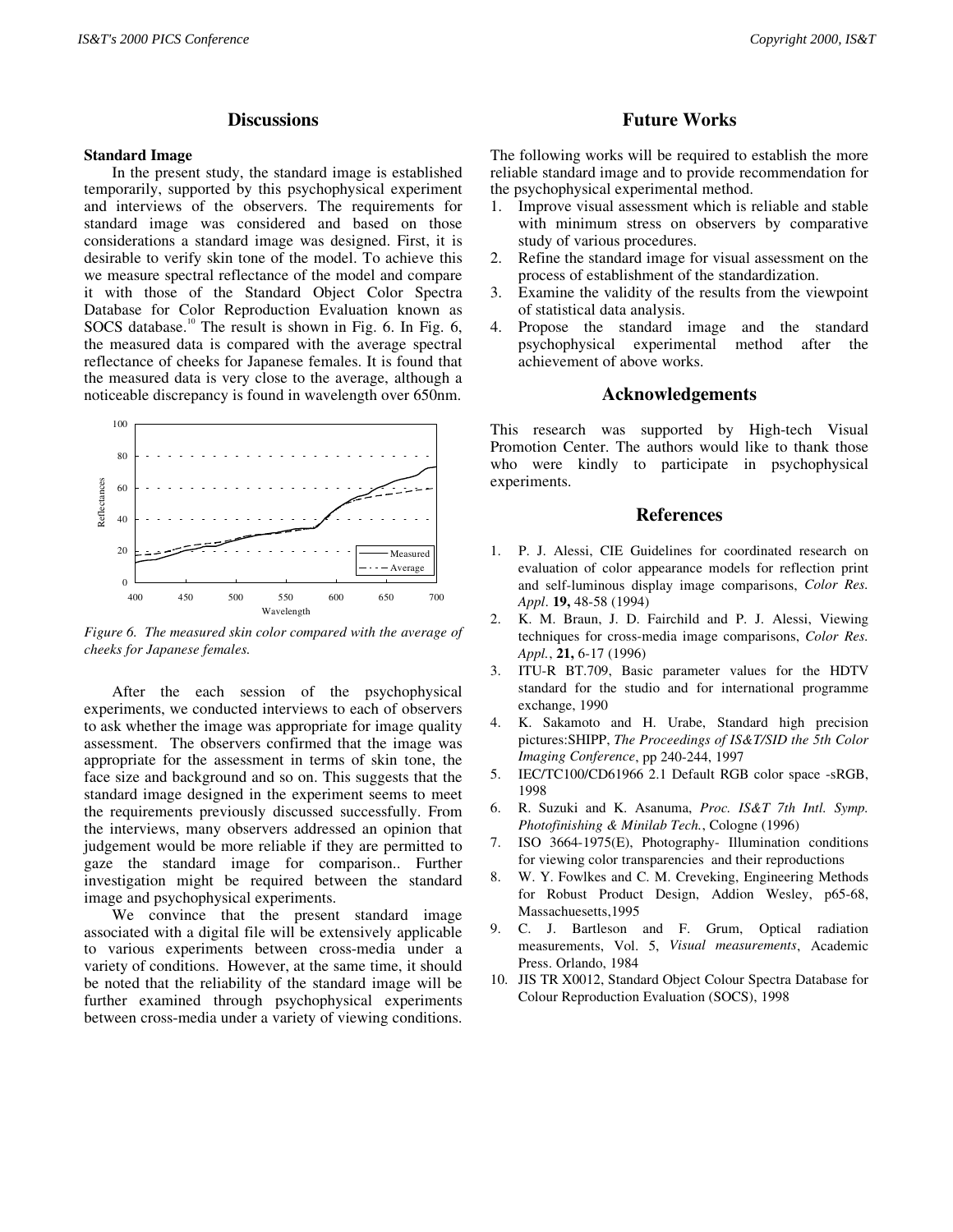## Discussions

### Standard Image

In the present study, the standard image is established temporarily, supported by this psychophysical experiment and interviews of the observers. The requirements for standard image was considered and based on those considerations a standard image was designed. First, it is desirable to verify skin tone of the model. To achieve this we measure spectral reflectance of the model and compare it with those of the Standard Object Color Spectra Database for Color Reproduction Evaluation known as SOCS database.[10] The result is shown in Fig. 6. In Fig. 6, the measured data is compared with the average spectral reflectance of cheeks for Japanese females. It is found that the measured data is very close to the average, although a noticeable discrepancy is found in wavelength over 650nm.

100
80
60
40
20
0
Reflectances
400 450 500 550 600 650 700
Wavelength
Measured
Average

*Figure 6. The measured skin color compared with the average of cheeks for Japanese females.*

After the each session of the psychophysical experiments, we conducted interviews to each of observers to ask whether the image was appropriate for image quality assessment. The observers confirmed that the image was appropriate for the assessment in terms of skin tone, the face size and background and so on. This suggests that the standard image designed in the experiment seems to meet the requirements previously discussed successfully. From the interviews, many observers addressed an opinion that judgement would be more reliable if they are permitted to gaze the standard image for comparison.. Further investigation might be required between the standard image and psychophysical experiments.

We convince that the present standard image associated with a digital file will be extensively applicable to various experiments between cross-media under a variety of conditions. However, at the same time, it should be noted that the reliability of the standard image will be further examined through psychophysical experiments between cross-media under a variety of viewing conditions.

## Future Works

The following works will be required to establish the more reliable standard image and to provide recommendation for the psychophysical experimental method.

1. Improve visual assessment which is reliable and stable with minimum stress on observers by comparative study of various procedures.
2. Refine the standard image for visual assessment on the process of establishment of the standardization.
3. Examine the validity of the results from the viewpoint of statistical data analysis.
4. Propose the standard image and the standard psychophysical experimental method after the achievement of above works.

## Acknowledgements

This research was supported by High-tech Visual Promotion Center. The authors would like to thank those who were kindly to participate in psychophysical experiments.

## References

1. P. J. Alessi, CIE Guidelines for coordinated research on evaluation of color appearance models for reflection print and self-luminous display image comparisons, *Color Res. Appl*. **19,** 48-58 (1994)
2. K. M. Braun, J. D. Fairchild and P. J. Alessi, Viewing techniques for cross-media image comparisons, *Color Res. Appl.*, **21,** 6-17 (1996)
3. ITU-R BT.709, Basic parameter values for the HDTV standard for the studio and for international programme exchange, 1990
4. K. Sakamoto and H. Urabe, Standard high precision pictures:SHIPP, *The Proceedings of IS&T/SID the 5th Color Imaging Conference*, pp 240-244, 1997
5. IEC/TC100/CD61966 2.1 Default RGB color space -sRGB, 1998
6. R. Suzuki and K. Asanuma, *Proc. IS&T 7th Intl. Symp. Photofinishing & Minilab Tech.*, Cologne (1996)
7. ISO 3664-1975(E), Photography- Illumination conditions for viewing color transparencies and their reproductions
8. W. Y. Fowlkes and C. M. Creveking, Engineering Methods for Robust Product Design, Addion Wesley, p65-68, Massachuesetts,1995
9. C. J. Bartleson and F. Grum, Optical radiation measurements, Vol. 5, *Visual measurements*, Academic Press. Orlando, 1984
10. JIS TR X0012, Standard Object Colour Spectra Database for Colour Reproduction Evaluation (SOCS), 1998